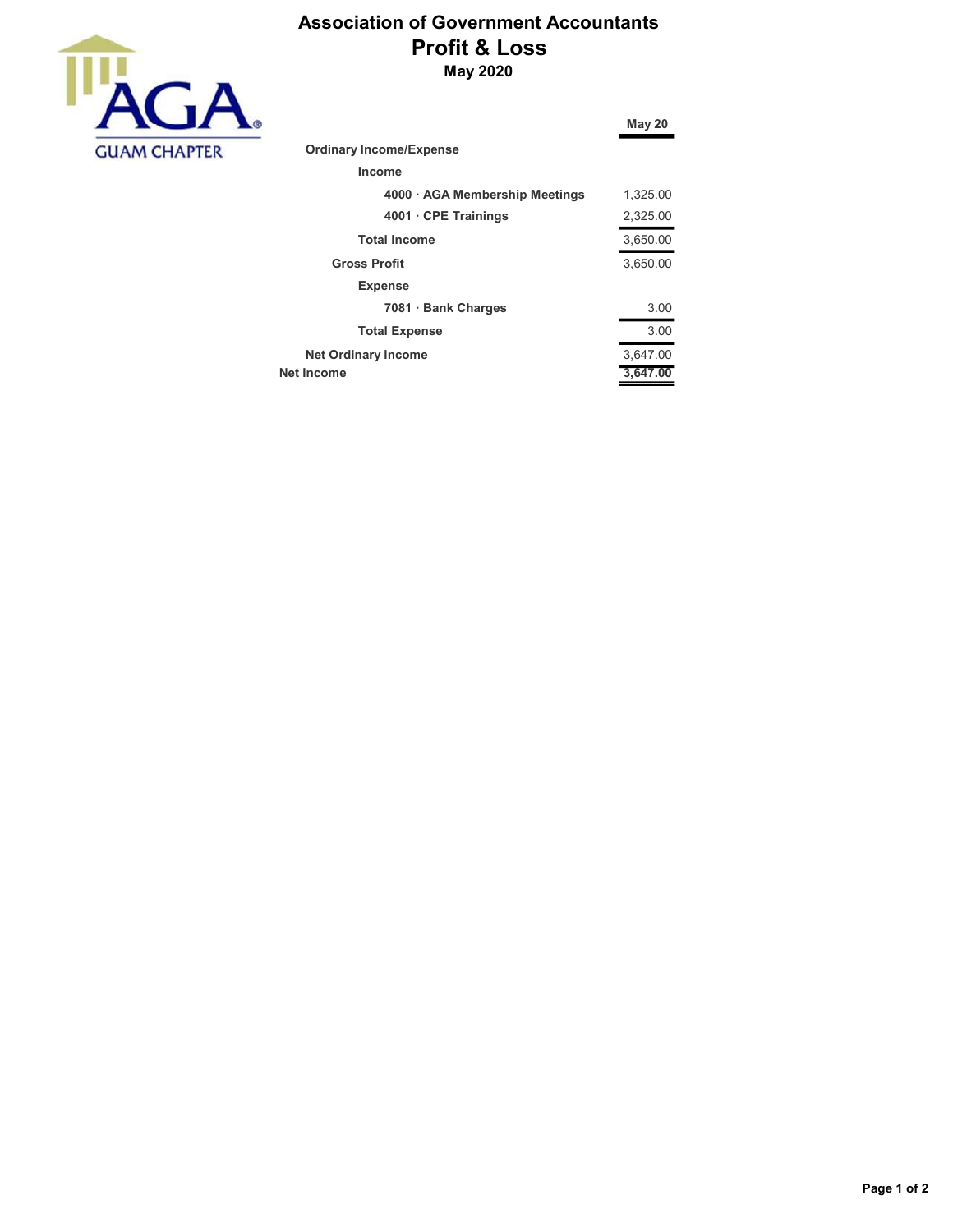# Association of Government Accountants
## Profit & Loss
### May 2020

GUAM CHAPTER

| | May 20 |
|---|---|
| **Ordinary Income/Expense** | |
| **Income** | |
| **4000 · AGA Membership Meetings** | 1,325.00 |
| **4001 · CPE Trainings** | 2,325.00 |
| **Total Income** | 3,650.00 |
| **Gross Profit** | 3,650.00 |
| **Expense** | |
| **7081 · Bank Charges** | 3.00 |
| **Total Expense** | 3.00 |
| **Net Ordinary Income** | 3,647.00 |
| **Net Income** | **3,647.00** |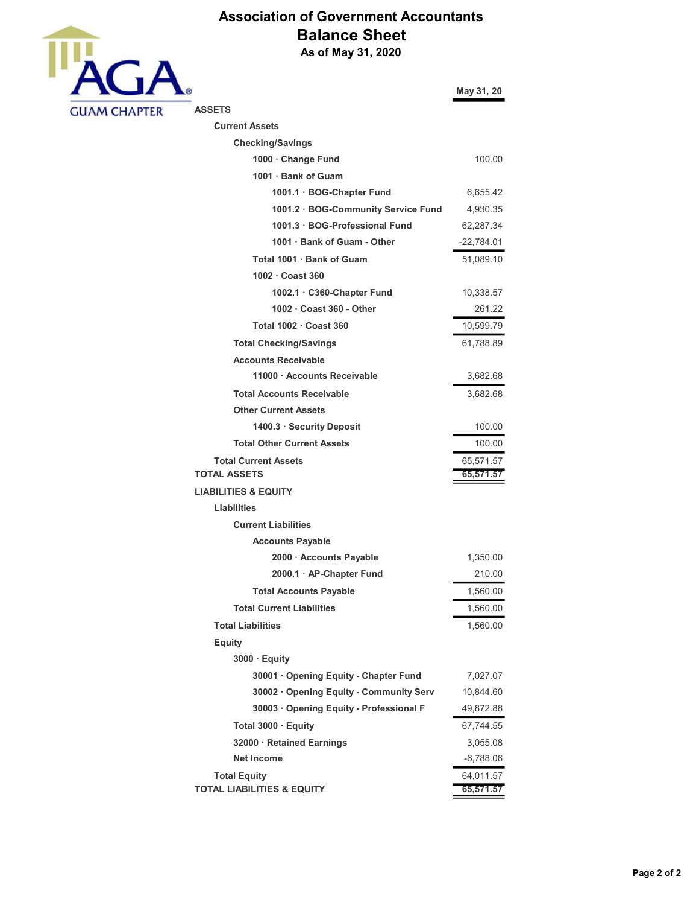# Association of Government Accountants
## Balance Sheet
### As of May 31, 2020

AGA GUAM CHAPTER

| | May 31, 20 |
|---|---|
| **ASSETS** | |
| **Current Assets** | |
| **Checking/Savings** | |
| **1000 · Change Fund** | 100.00 |
| **1001 · Bank of Guam** | |
| **1001.1 · BOG-Chapter Fund** | 6,655.42 |
| **1001.2 · BOG-Community Service Fund** | 4,930.35 |
| **1001.3 · BOG-Professional Fund** | 62,287.34 |
| **1001 · Bank of Guam - Other** | -22,784.01 |
| **Total 1001 · Bank of Guam** | 51,089.10 |
| **1002 · Coast 360** | |
| **1002.1 · C360-Chapter Fund** | 10,338.57 |
| **1002 · Coast 360 - Other** | 261.22 |
| **Total 1002 · Coast 360** | 10,599.79 |
| **Total Checking/Savings** | 61,788.89 |
| **Accounts Receivable** | |
| **11000 · Accounts Receivable** | 3,682.68 |
| **Total Accounts Receivable** | 3,682.68 |
| **Other Current Assets** | |
| **1400.3 · Security Deposit** | 100.00 |
| **Total Other Current Assets** | 100.00 |
| **Total Current Assets** | 65,571.57 |
| **TOTAL ASSETS** | **65,571.57** |
| **LIABILITIES & EQUITY** | |
| **Liabilities** | |
| **Current Liabilities** | |
| **Accounts Payable** | |
| **2000 · Accounts Payable** | 1,350.00 |
| **2000.1 · AP-Chapter Fund** | 210.00 |
| **Total Accounts Payable** | 1,560.00 |
| **Total Current Liabilities** | 1,560.00 |
| **Total Liabilities** | 1,560.00 |
| **Equity** | |
| **3000 · Equity** | |
| **30001 · Opening Equity - Chapter Fund** | 7,027.07 |
| **30002 · Opening Equity - Community Serv** | 10,844.60 |
| **30003 · Opening Equity - Professional F** | 49,872.88 |
| **Total 3000 · Equity** | 67,744.55 |
| **32000 · Retained Earnings** | 3,055.08 |
| **Net Income** | -6,788.06 |
| **Total Equity** | 64,011.57 |
| **TOTAL LIABILITIES & EQUITY** | **65,571.57** |